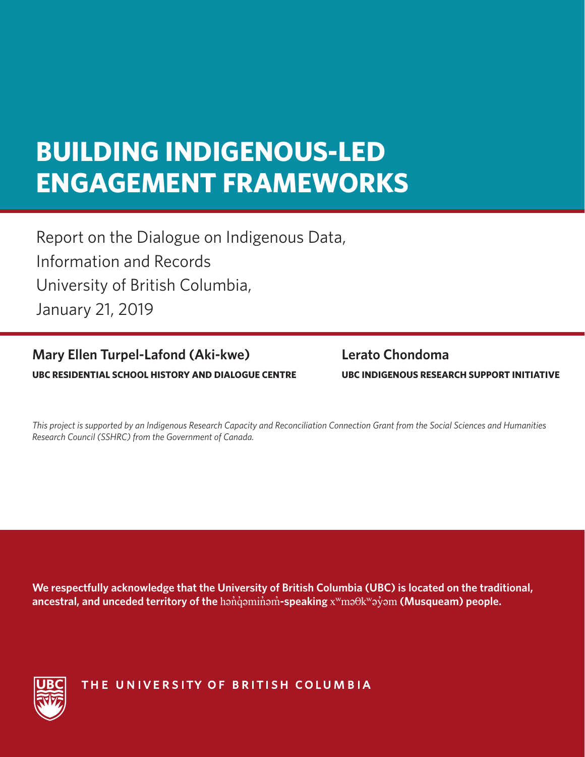# BUILDING INDIGENOUS-LED ENGAGEMENT FRAMEWORKS

Report on the Dialogue on Indigenous Data, Information and Records
University of British Columbia,
January 21, 2019

**Mary Ellen Turpel-Lafond (Aki-kwe)**
**UBC RESIDENTIAL SCHOOL HISTORY AND DIALOGUE CENTRE**

**Lerato Chondoma**
**UBC INDIGENOUS RESEARCH SUPPORT INITIATIVE**

*This project is supported by an Indigenous Research Capacity and Reconciliation Connection Grant from the Social Sciences and Humanities Research Council (SSHRC) from the Government of Canada.*

**We respectfully acknowledge that the University of British Columbia (UBC) is located on the traditional, ancestral, and unceded territory of the** hən̓q̓əmin̓əm̓**-speaking** xʷməθkʷəy̓əm **(Musqueam) people.**

THE UNIVERSITY OF BRITISH COLUMBIA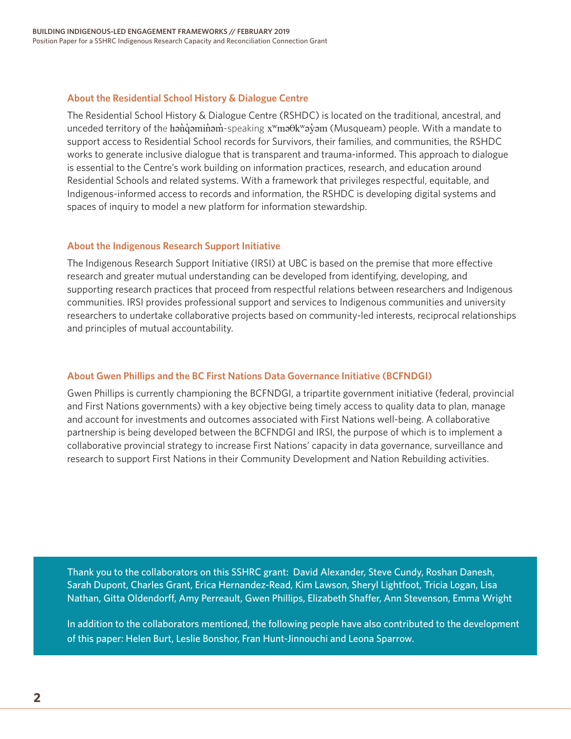### About the Residential School History & Dialogue Centre

The Residential School History & Dialogue Centre (RSHDC) is located on the traditional, ancestral, and unceded territory of the hən̓q̓əmin̓əm̓-speaking xʷməθkʷəy̓əm (Musqueam) people. With a mandate to support access to Residential School records for Survivors, their families, and communities, the RSHDC works to generate inclusive dialogue that is transparent and trauma-informed. This approach to dialogue is essential to the Centre's work building on information practices, research, and education around Residential Schools and related systems. With a framework that privileges respectful, equitable, and Indigenous-informed access to records and information, the RSHDC is developing digital systems and spaces of inquiry to model a new platform for information stewardship.

### About the Indigenous Research Support Initiative

The Indigenous Research Support Initiative (IRSI) at UBC is based on the premise that more effective research and greater mutual understanding can be developed from identifying, developing, and supporting research practices that proceed from respectful relations between researchers and Indigenous communities. IRSI provides professional support and services to Indigenous communities and university researchers to undertake collaborative projects based on community-led interests, reciprocal relationships and principles of mutual accountability.

### About Gwen Phillips and the BC First Nations Data Governance Initiative (BCFNDGI)

Gwen Phillips is currently championing the BCFNDGI, a tripartite government initiative (federal, provincial and First Nations governments) with a key objective being timely access to quality data to plan, manage and account for investments and outcomes associated with First Nations well-being. A collaborative partnership is being developed between the BCFNDGI and IRSI, the purpose of which is to implement a collaborative provincial strategy to increase First Nations' capacity in data governance, surveillance and research to support First Nations in their Community Development and Nation Rebuilding activities.

Thank you to the collaborators on this SSHRC grant: David Alexander, Steve Cundy, Roshan Danesh, Sarah Dupont, Charles Grant, Erica Hernandez-Read, Kim Lawson, Sheryl Lightfoot, Tricia Logan, Lisa Nathan, Gitta Oldendorff, Amy Perreault, Gwen Phillips, Elizabeth Shaffer, Ann Stevenson, Emma Wright

In addition to the collaborators mentioned, the following people have also contributed to the development of this paper: Helen Burt, Leslie Bonshor, Fran Hunt-Jinnouchi and Leona Sparrow.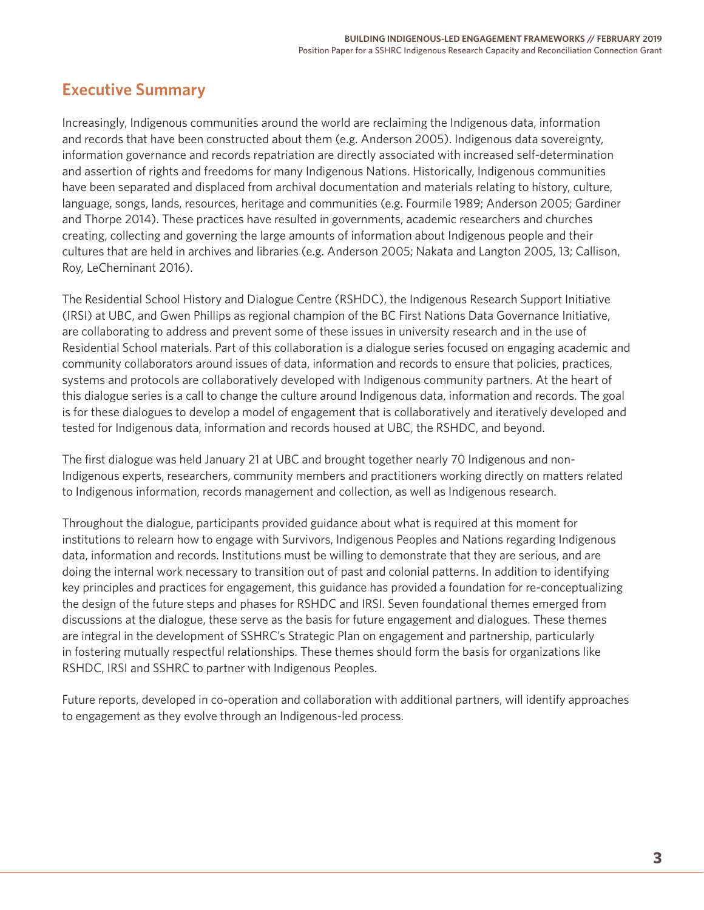## Executive Summary

Increasingly, Indigenous communities around the world are reclaiming the Indigenous data, information and records that have been constructed about them (e.g. Anderson 2005). Indigenous data sovereignty, information governance and records repatriation are directly associated with increased self-determination and assertion of rights and freedoms for many Indigenous Nations. Historically, Indigenous communities have been separated and displaced from archival documentation and materials relating to history, culture, language, songs, lands, resources, heritage and communities (e.g. Fourmile 1989; Anderson 2005; Gardiner and Thorpe 2014). These practices have resulted in governments, academic researchers and churches creating, collecting and governing the large amounts of information about Indigenous people and their cultures that are held in archives and libraries (e.g. Anderson 2005; Nakata and Langton 2005, 13; Callison, Roy, LeCheminant 2016).

The Residential School History and Dialogue Centre (RSHDC), the Indigenous Research Support Initiative (IRSI) at UBC, and Gwen Phillips as regional champion of the BC First Nations Data Governance Initiative, are collaborating to address and prevent some of these issues in university research and in the use of Residential School materials. Part of this collaboration is a dialogue series focused on engaging academic and community collaborators around issues of data, information and records to ensure that policies, practices, systems and protocols are collaboratively developed with Indigenous community partners. At the heart of this dialogue series is a call to change the culture around Indigenous data, information and records. The goal is for these dialogues to develop a model of engagement that is collaboratively and iteratively developed and tested for Indigenous data, information and records housed at UBC, the RSHDC, and beyond.

The first dialogue was held January 21 at UBC and brought together nearly 70 Indigenous and non-Indigenous experts, researchers, community members and practitioners working directly on matters related to Indigenous information, records management and collection, as well as Indigenous research.

Throughout the dialogue, participants provided guidance about what is required at this moment for institutions to relearn how to engage with Survivors, Indigenous Peoples and Nations regarding Indigenous data, information and records. Institutions must be willing to demonstrate that they are serious, and are doing the internal work necessary to transition out of past and colonial patterns. In addition to identifying key principles and practices for engagement, this guidance has provided a foundation for re-conceptualizing the design of the future steps and phases for RSHDC and IRSI. Seven foundational themes emerged from discussions at the dialogue, these serve as the basis for future engagement and dialogues. These themes are integral in the development of SSHRC's Strategic Plan on engagement and partnership, particularly in fostering mutually respectful relationships. These themes should form the basis for organizations like RSHDC, IRSI and SSHRC to partner with Indigenous Peoples.

Future reports, developed in co-operation and collaboration with additional partners, will identify approaches to engagement as they evolve through an Indigenous-led process.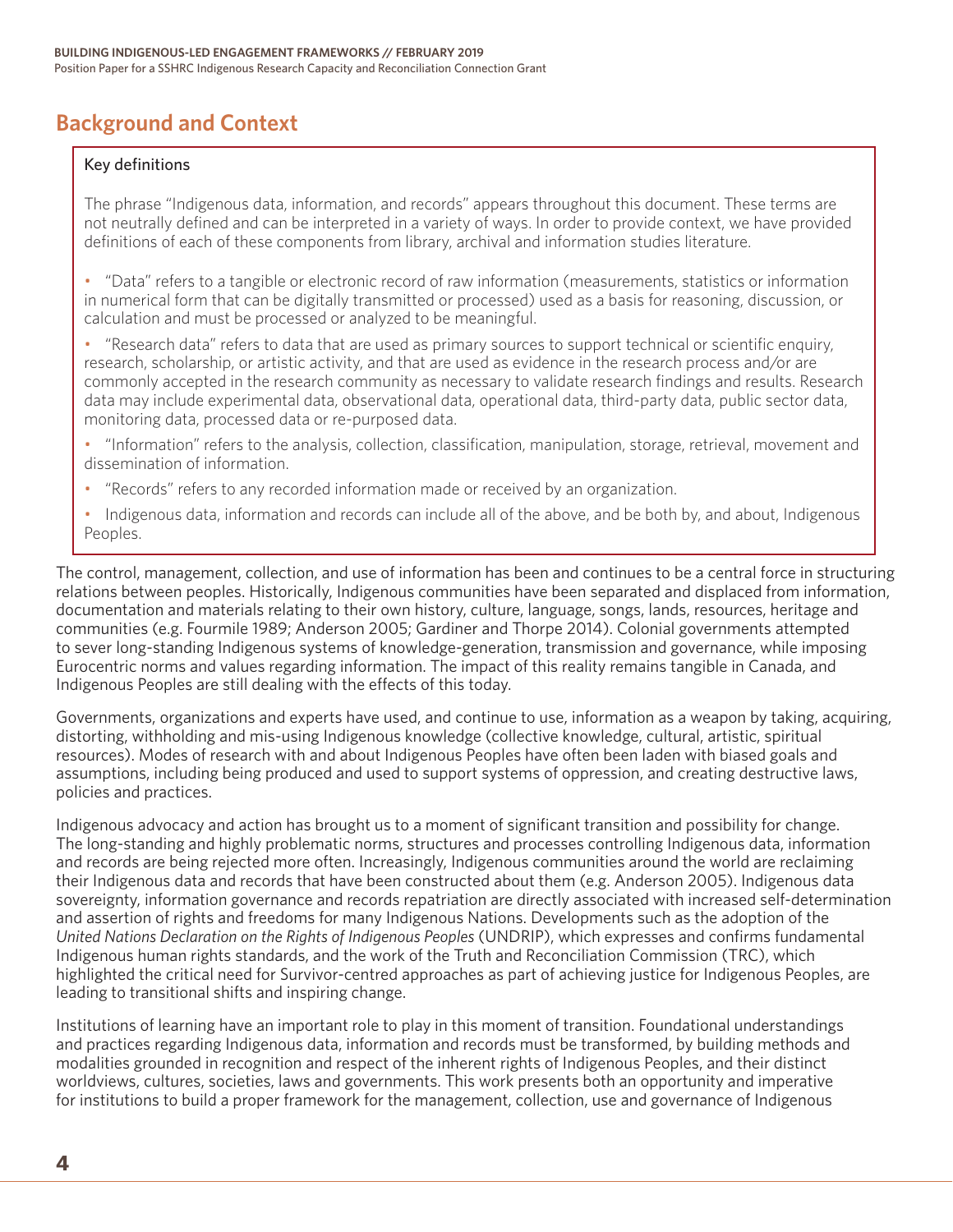## Background and Context

Key definitions

The phrase "Indigenous data, information, and records" appears throughout this document. These terms are not neutrally defined and can be interpreted in a variety of ways. In order to provide context, we have provided definitions of each of these components from library, archival and information studies literature.

- "Data" refers to a tangible or electronic record of raw information (measurements, statistics or information in numerical form that can be digitally transmitted or processed) used as a basis for reasoning, discussion, or calculation and must be processed or analyzed to be meaningful.
- "Research data" refers to data that are used as primary sources to support technical or scientific enquiry, research, scholarship, or artistic activity, and that are used as evidence in the research process and/or are commonly accepted in the research community as necessary to validate research findings and results. Research data may include experimental data, observational data, operational data, third-party data, public sector data, monitoring data, processed data or re-purposed data.
- "Information" refers to the analysis, collection, classification, manipulation, storage, retrieval, movement and dissemination of information.
- "Records" refers to any recorded information made or received by an organization.
- Indigenous data, information and records can include all of the above, and be both by, and about, Indigenous Peoples.

The control, management, collection, and use of information has been and continues to be a central force in structuring relations between peoples. Historically, Indigenous communities have been separated and displaced from information, documentation and materials relating to their own history, culture, language, songs, lands, resources, heritage and communities (e.g. Fourmile 1989; Anderson 2005; Gardiner and Thorpe 2014). Colonial governments attempted to sever long-standing Indigenous systems of knowledge-generation, transmission and governance, while imposing Eurocentric norms and values regarding information. The impact of this reality remains tangible in Canada, and Indigenous Peoples are still dealing with the effects of this today.

Governments, organizations and experts have used, and continue to use, information as a weapon by taking, acquiring, distorting, withholding and mis-using Indigenous knowledge (collective knowledge, cultural, artistic, spiritual resources). Modes of research with and about Indigenous Peoples have often been laden with biased goals and assumptions, including being produced and used to support systems of oppression, and creating destructive laws, policies and practices.

Indigenous advocacy and action has brought us to a moment of significant transition and possibility for change. The long-standing and highly problematic norms, structures and processes controlling Indigenous data, information and records are being rejected more often. Increasingly, Indigenous communities around the world are reclaiming their Indigenous data and records that have been constructed about them (e.g. Anderson 2005). Indigenous data sovereignty, information governance and records repatriation are directly associated with increased self-determination and assertion of rights and freedoms for many Indigenous Nations. Developments such as the adoption of the *United Nations Declaration on the Rights of Indigenous Peoples* (UNDRIP), which expresses and confirms fundamental Indigenous human rights standards, and the work of the Truth and Reconciliation Commission (TRC), which highlighted the critical need for Survivor-centred approaches as part of achieving justice for Indigenous Peoples, are leading to transitional shifts and inspiring change.

Institutions of learning have an important role to play in this moment of transition. Foundational understandings and practices regarding Indigenous data, information and records must be transformed, by building methods and modalities grounded in recognition and respect of the inherent rights of Indigenous Peoples, and their distinct worldviews, cultures, societies, laws and governments. This work presents both an opportunity and imperative for institutions to build a proper framework for the management, collection, use and governance of Indigenous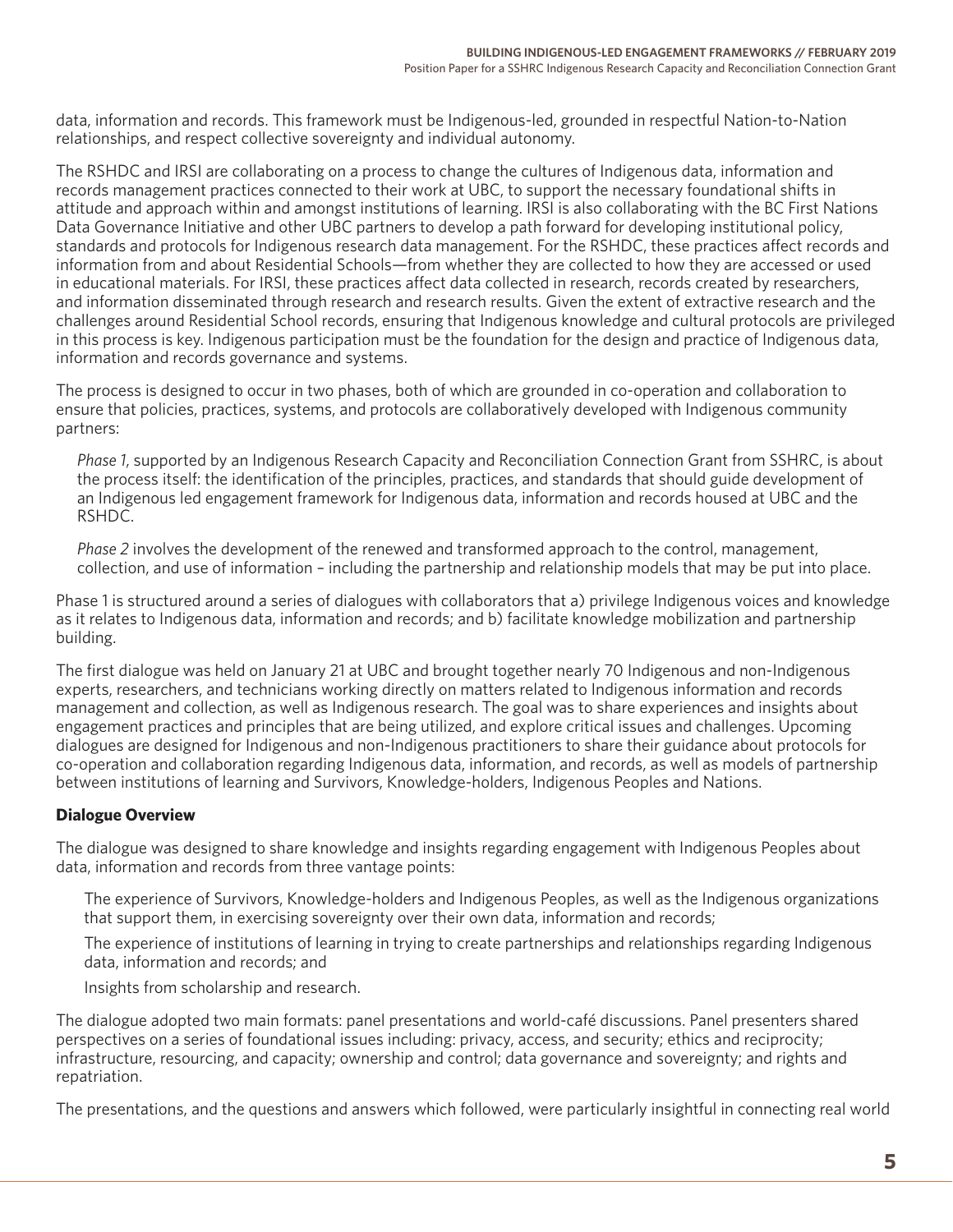data, information and records. This framework must be Indigenous-led, grounded in respectful Nation-to-Nation relationships, and respect collective sovereignty and individual autonomy.

The RSHDC and IRSI are collaborating on a process to change the cultures of Indigenous data, information and records management practices connected to their work at UBC, to support the necessary foundational shifts in attitude and approach within and amongst institutions of learning. IRSI is also collaborating with the BC First Nations Data Governance Initiative and other UBC partners to develop a path forward for developing institutional policy, standards and protocols for Indigenous research data management. For the RSHDC, these practices affect records and information from and about Residential Schools—from whether they are collected to how they are accessed or used in educational materials. For IRSI, these practices affect data collected in research, records created by researchers, and information disseminated through research and research results. Given the extent of extractive research and the challenges around Residential School records, ensuring that Indigenous knowledge and cultural protocols are privileged in this process is key. Indigenous participation must be the foundation for the design and practice of Indigenous data, information and records governance and systems.

The process is designed to occur in two phases, both of which are grounded in co-operation and collaboration to ensure that policies, practices, systems, and protocols are collaboratively developed with Indigenous community partners:

> *Phase 1*, supported by an Indigenous Research Capacity and Reconciliation Connection Grant from SSHRC, is about the process itself: the identification of the principles, practices, and standards that should guide development of an Indigenous led engagement framework for Indigenous data, information and records housed at UBC and the RSHDC.
>
> *Phase 2* involves the development of the renewed and transformed approach to the control, management, collection, and use of information – including the partnership and relationship models that may be put into place.

Phase 1 is structured around a series of dialogues with collaborators that a) privilege Indigenous voices and knowledge as it relates to Indigenous data, information and records; and b) facilitate knowledge mobilization and partnership building.

The first dialogue was held on January 21 at UBC and brought together nearly 70 Indigenous and non-Indigenous experts, researchers, and technicians working directly on matters related to Indigenous information and records management and collection, as well as Indigenous research. The goal was to share experiences and insights about engagement practices and principles that are being utilized, and explore critical issues and challenges. Upcoming dialogues are designed for Indigenous and non-Indigenous practitioners to share their guidance about protocols for co-operation and collaboration regarding Indigenous data, information, and records, as well as models of partnership between institutions of learning and Survivors, Knowledge-holders, Indigenous Peoples and Nations.

## Dialogue Overview

The dialogue was designed to share knowledge and insights regarding engagement with Indigenous Peoples about data, information and records from three vantage points:

> The experience of Survivors, Knowledge-holders and Indigenous Peoples, as well as the Indigenous organizations that support them, in exercising sovereignty over their own data, information and records;
>
> The experience of institutions of learning in trying to create partnerships and relationships regarding Indigenous data, information and records; and
>
> Insights from scholarship and research.

The dialogue adopted two main formats: panel presentations and world-café discussions. Panel presenters shared perspectives on a series of foundational issues including: privacy, access, and security; ethics and reciprocity; infrastructure, resourcing, and capacity; ownership and control; data governance and sovereignty; and rights and repatriation.

The presentations, and the questions and answers which followed, were particularly insightful in connecting real world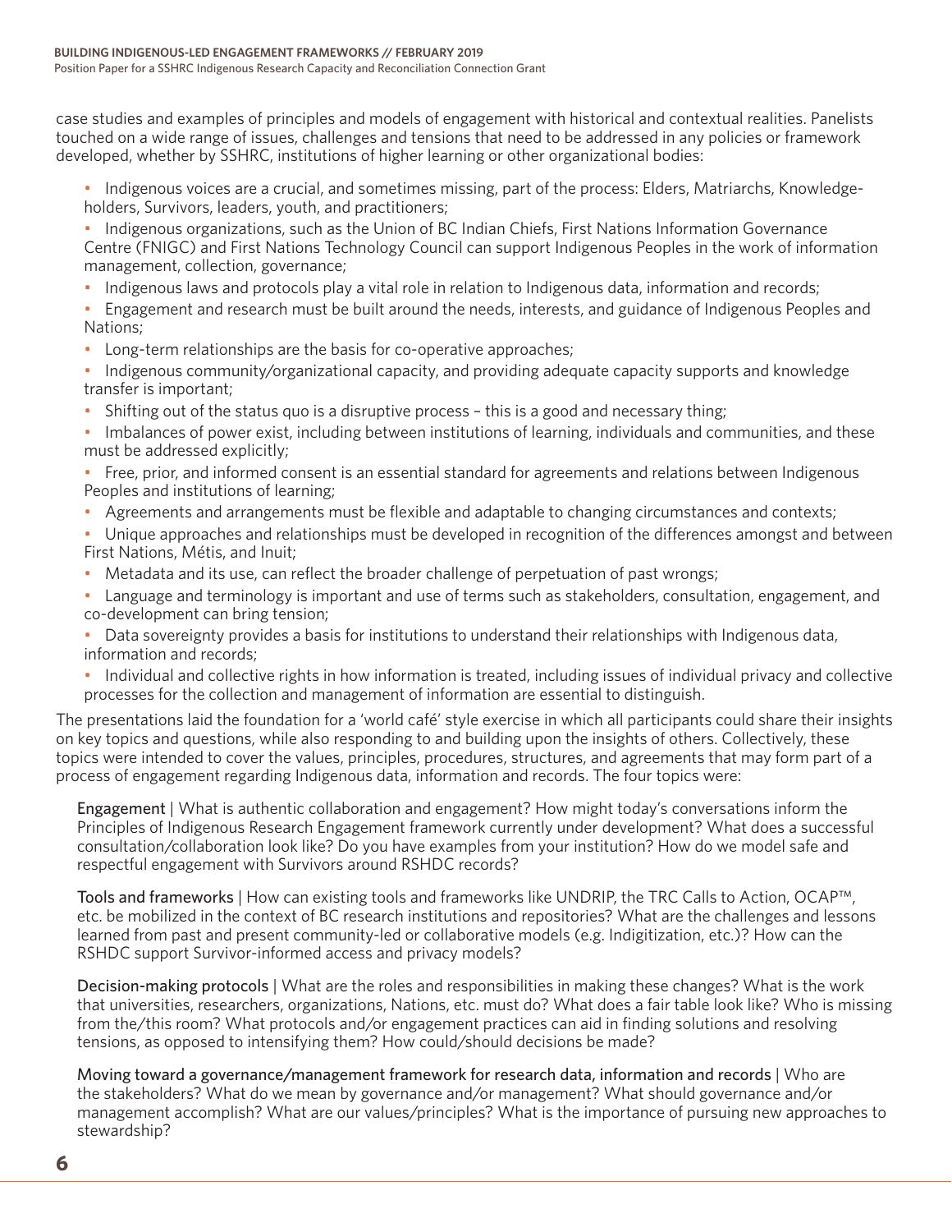case studies and examples of principles and models of engagement with historical and contextual realities. Panelists touched on a wide range of issues, challenges and tensions that need to be addressed in any policies or framework developed, whether by SSHRC, institutions of higher learning or other organizational bodies:

- Indigenous voices are a crucial, and sometimes missing, part of the process: Elders, Matriarchs, Knowledge-holders, Survivors, leaders, youth, and practitioners;
- Indigenous organizations, such as the Union of BC Indian Chiefs, First Nations Information Governance Centre (FNIGC) and First Nations Technology Council can support Indigenous Peoples in the work of information management, collection, governance;
- Indigenous laws and protocols play a vital role in relation to Indigenous data, information and records;
- Engagement and research must be built around the needs, interests, and guidance of Indigenous Peoples and Nations;
- Long-term relationships are the basis for co-operative approaches;
- Indigenous community/organizational capacity, and providing adequate capacity supports and knowledge transfer is important;
- Shifting out of the status quo is a disruptive process – this is a good and necessary thing;
- Imbalances of power exist, including between institutions of learning, individuals and communities, and these must be addressed explicitly;
- Free, prior, and informed consent is an essential standard for agreements and relations between Indigenous Peoples and institutions of learning;
- Agreements and arrangements must be flexible and adaptable to changing circumstances and contexts;
- Unique approaches and relationships must be developed in recognition of the differences amongst and between First Nations, Métis, and Inuit;
- Metadata and its use, can reflect the broader challenge of perpetuation of past wrongs;
- Language and terminology is important and use of terms such as stakeholders, consultation, engagement, and co-development can bring tension;
- Data sovereignty provides a basis for institutions to understand their relationships with Indigenous data, information and records;
- Individual and collective rights in how information is treated, including issues of individual privacy and collective processes for the collection and management of information are essential to distinguish.

The presentations laid the foundation for a 'world café' style exercise in which all participants could share their insights on key topics and questions, while also responding to and building upon the insights of others. Collectively, these topics were intended to cover the values, principles, procedures, structures, and agreements that may form part of a process of engagement regarding Indigenous data, information and records. The four topics were:

Engagement | What is authentic collaboration and engagement? How might today's conversations inform the Principles of Indigenous Research Engagement framework currently under development? What does a successful consultation/collaboration look like? Do you have examples from your institution? How do we model safe and respectful engagement with Survivors around RSHDC records?

Tools and frameworks | How can existing tools and frameworks like UNDRIP, the TRC Calls to Action, OCAP™, etc. be mobilized in the context of BC research institutions and repositories? What are the challenges and lessons learned from past and present community-led or collaborative models (e.g. Indigitization, etc.)? How can the RSHDC support Survivor-informed access and privacy models?

Decision-making protocols | What are the roles and responsibilities in making these changes? What is the work that universities, researchers, organizations, Nations, etc. must do? What does a fair table look like? Who is missing from the/this room? What protocols and/or engagement practices can aid in finding solutions and resolving tensions, as opposed to intensifying them? How could/should decisions be made?

Moving toward a governance/management framework for research data, information and records | Who are the stakeholders? What do we mean by governance and/or management? What should governance and/or management accomplish? What are our values/principles? What is the importance of pursuing new approaches to stewardship?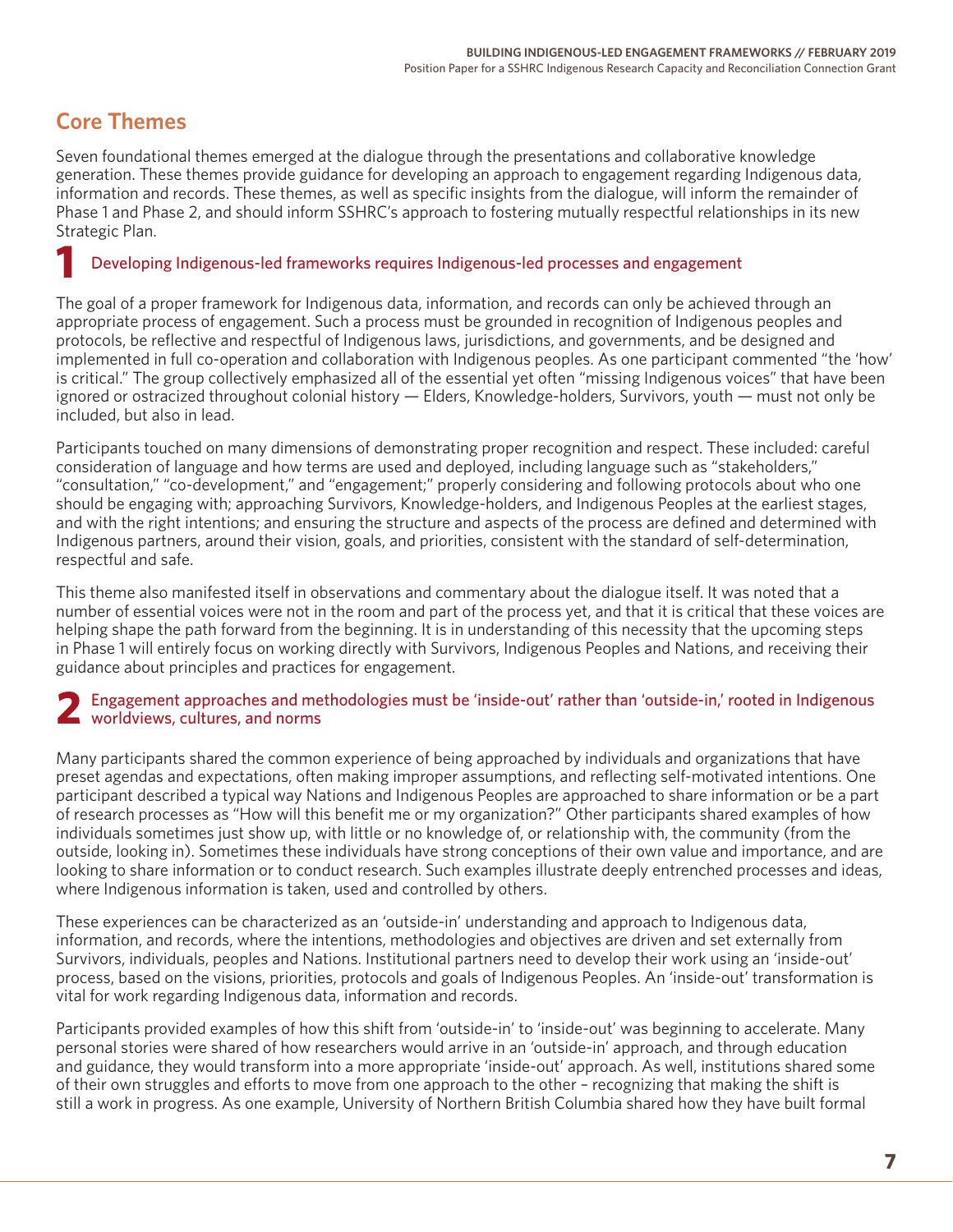## Core Themes

Seven foundational themes emerged at the dialogue through the presentations and collaborative knowledge generation. These themes provide guidance for developing an approach to engagement regarding Indigenous data, information and records. These themes, as well as specific insights from the dialogue, will inform the remainder of Phase 1 and Phase 2, and should inform SSHRC's approach to fostering mutually respectful relationships in its new Strategic Plan.

### 1 Developing Indigenous-led frameworks requires Indigenous-led processes and engagement

The goal of a proper framework for Indigenous data, information, and records can only be achieved through an appropriate process of engagement. Such a process must be grounded in recognition of Indigenous peoples and protocols, be reflective and respectful of Indigenous laws, jurisdictions, and governments, and be designed and implemented in full co-operation and collaboration with Indigenous peoples. As one participant commented "the 'how' is critical." The group collectively emphasized all of the essential yet often "missing Indigenous voices" that have been ignored or ostracized throughout colonial history — Elders, Knowledge-holders, Survivors, youth — must not only be included, but also in lead.

Participants touched on many dimensions of demonstrating proper recognition and respect. These included: careful consideration of language and how terms are used and deployed, including language such as "stakeholders," "consultation," "co-development," and "engagement;" properly considering and following protocols about who one should be engaging with; approaching Survivors, Knowledge-holders, and Indigenous Peoples at the earliest stages, and with the right intentions; and ensuring the structure and aspects of the process are defined and determined with Indigenous partners, around their vision, goals, and priorities, consistent with the standard of self-determination, respectful and safe.

This theme also manifested itself in observations and commentary about the dialogue itself. It was noted that a number of essential voices were not in the room and part of the process yet, and that it is critical that these voices are helping shape the path forward from the beginning. It is in understanding of this necessity that the upcoming steps in Phase 1 will entirely focus on working directly with Survivors, Indigenous Peoples and Nations, and receiving their guidance about principles and practices for engagement.

### 2 Engagement approaches and methodologies must be 'inside-out' rather than 'outside-in,' rooted in Indigenous worldviews, cultures, and norms

Many participants shared the common experience of being approached by individuals and organizations that have preset agendas and expectations, often making improper assumptions, and reflecting self-motivated intentions. One participant described a typical way Nations and Indigenous Peoples are approached to share information or be a part of research processes as "How will this benefit me or my organization?" Other participants shared examples of how individuals sometimes just show up, with little or no knowledge of, or relationship with, the community (from the outside, looking in). Sometimes these individuals have strong conceptions of their own value and importance, and are looking to share information or to conduct research. Such examples illustrate deeply entrenched processes and ideas, where Indigenous information is taken, used and controlled by others.

These experiences can be characterized as an 'outside-in' understanding and approach to Indigenous data, information, and records, where the intentions, methodologies and objectives are driven and set externally from Survivors, individuals, peoples and Nations. Institutional partners need to develop their work using an 'inside-out' process, based on the visions, priorities, protocols and goals of Indigenous Peoples. An 'inside-out' transformation is vital for work regarding Indigenous data, information and records.

Participants provided examples of how this shift from 'outside-in' to 'inside-out' was beginning to accelerate. Many personal stories were shared of how researchers would arrive in an 'outside-in' approach, and through education and guidance, they would transform into a more appropriate 'inside-out' approach. As well, institutions shared some of their own struggles and efforts to move from one approach to the other – recognizing that making the shift is still a work in progress. As one example, University of Northern British Columbia shared how they have built formal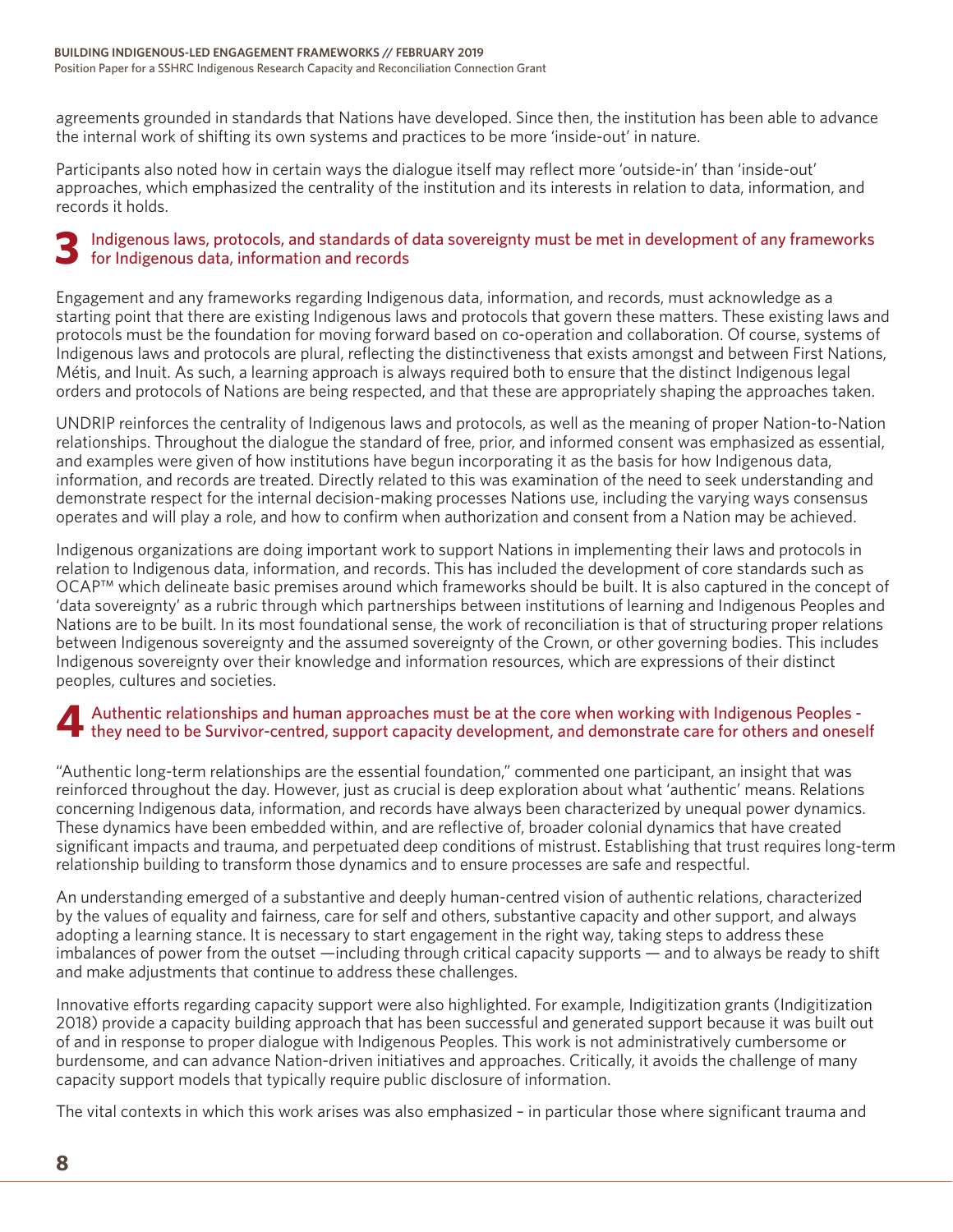agreements grounded in standards that Nations have developed. Since then, the institution has been able to advance the internal work of shifting its own systems and practices to be more 'inside-out' in nature.

Participants also noted how in certain ways the dialogue itself may reflect more 'outside-in' than 'inside-out' approaches, which emphasized the centrality of the institution and its interests in relation to data, information, and records it holds.

## 3 Indigenous laws, protocols, and standards of data sovereignty must be met in development of any frameworks for Indigenous data, information and records

Engagement and any frameworks regarding Indigenous data, information, and records, must acknowledge as a starting point that there are existing Indigenous laws and protocols that govern these matters. These existing laws and protocols must be the foundation for moving forward based on co-operation and collaboration. Of course, systems of Indigenous laws and protocols are plural, reflecting the distinctiveness that exists amongst and between First Nations, Métis, and Inuit. As such, a learning approach is always required both to ensure that the distinct Indigenous legal orders and protocols of Nations are being respected, and that these are appropriately shaping the approaches taken.

UNDRIP reinforces the centrality of Indigenous laws and protocols, as well as the meaning of proper Nation-to-Nation relationships. Throughout the dialogue the standard of free, prior, and informed consent was emphasized as essential, and examples were given of how institutions have begun incorporating it as the basis for how Indigenous data, information, and records are treated. Directly related to this was examination of the need to seek understanding and demonstrate respect for the internal decision-making processes Nations use, including the varying ways consensus operates and will play a role, and how to confirm when authorization and consent from a Nation may be achieved.

Indigenous organizations are doing important work to support Nations in implementing their laws and protocols in relation to Indigenous data, information, and records. This has included the development of core standards such as OCAP™ which delineate basic premises around which frameworks should be built. It is also captured in the concept of 'data sovereignty' as a rubric through which partnerships between institutions of learning and Indigenous Peoples and Nations are to be built. In its most foundational sense, the work of reconciliation is that of structuring proper relations between Indigenous sovereignty and the assumed sovereignty of the Crown, or other governing bodies. This includes Indigenous sovereignty over their knowledge and information resources, which are expressions of their distinct peoples, cultures and societies.

## 4 Authentic relationships and human approaches must be at the core when working with Indigenous Peoples - they need to be Survivor-centred, support capacity development, and demonstrate care for others and oneself

"Authentic long-term relationships are the essential foundation," commented one participant, an insight that was reinforced throughout the day. However, just as crucial is deep exploration about what 'authentic' means. Relations concerning Indigenous data, information, and records have always been characterized by unequal power dynamics. These dynamics have been embedded within, and are reflective of, broader colonial dynamics that have created significant impacts and trauma, and perpetuated deep conditions of mistrust. Establishing that trust requires long-term relationship building to transform those dynamics and to ensure processes are safe and respectful.

An understanding emerged of a substantive and deeply human-centred vision of authentic relations, characterized by the values of equality and fairness, care for self and others, substantive capacity and other support, and always adopting a learning stance. It is necessary to start engagement in the right way, taking steps to address these imbalances of power from the outset —including through critical capacity supports — and to always be ready to shift and make adjustments that continue to address these challenges.

Innovative efforts regarding capacity support were also highlighted. For example, Indigitization grants (Indigitization 2018) provide a capacity building approach that has been successful and generated support because it was built out of and in response to proper dialogue with Indigenous Peoples. This work is not administratively cumbersome or burdensome, and can advance Nation-driven initiatives and approaches. Critically, it avoids the challenge of many capacity support models that typically require public disclosure of information.

The vital contexts in which this work arises was also emphasized – in particular those where significant trauma and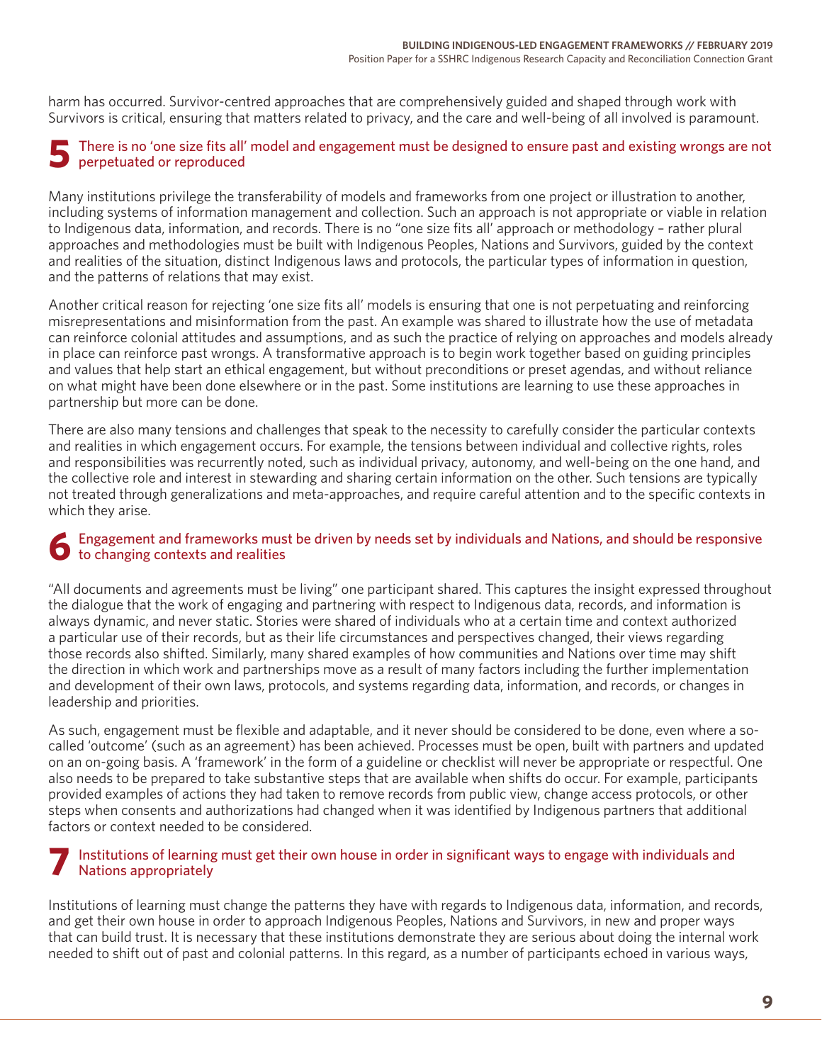harm has occurred. Survivor-centred approaches that are comprehensively guided and shaped through work with Survivors is critical, ensuring that matters related to privacy, and the care and well-being of all involved is paramount.

## 5 There is no 'one size fits all' model and engagement must be designed to ensure past and existing wrongs are not perpetuated or reproduced

Many institutions privilege the transferability of models and frameworks from one project or illustration to another, including systems of information management and collection. Such an approach is not appropriate or viable in relation to Indigenous data, information, and records. There is no "one size fits all' approach or methodology – rather plural approaches and methodologies must be built with Indigenous Peoples, Nations and Survivors, guided by the context and realities of the situation, distinct Indigenous laws and protocols, the particular types of information in question, and the patterns of relations that may exist.

Another critical reason for rejecting 'one size fits all' models is ensuring that one is not perpetuating and reinforcing misrepresentations and misinformation from the past. An example was shared to illustrate how the use of metadata can reinforce colonial attitudes and assumptions, and as such the practice of relying on approaches and models already in place can reinforce past wrongs. A transformative approach is to begin work together based on guiding principles and values that help start an ethical engagement, but without preconditions or preset agendas, and without reliance on what might have been done elsewhere or in the past. Some institutions are learning to use these approaches in partnership but more can be done.

There are also many tensions and challenges that speak to the necessity to carefully consider the particular contexts and realities in which engagement occurs. For example, the tensions between individual and collective rights, roles and responsibilities was recurrently noted, such as individual privacy, autonomy, and well-being on the one hand, and the collective role and interest in stewarding and sharing certain information on the other. Such tensions are typically not treated through generalizations and meta-approaches, and require careful attention and to the specific contexts in which they arise.

## 6 Engagement and frameworks must be driven by needs set by individuals and Nations, and should be responsive to changing contexts and realities

"All documents and agreements must be living" one participant shared. This captures the insight expressed throughout the dialogue that the work of engaging and partnering with respect to Indigenous data, records, and information is always dynamic, and never static. Stories were shared of individuals who at a certain time and context authorized a particular use of their records, but as their life circumstances and perspectives changed, their views regarding those records also shifted. Similarly, many shared examples of how communities and Nations over time may shift the direction in which work and partnerships move as a result of many factors including the further implementation and development of their own laws, protocols, and systems regarding data, information, and records, or changes in leadership and priorities.

As such, engagement must be flexible and adaptable, and it never should be considered to be done, even where a so-called 'outcome' (such as an agreement) has been achieved. Processes must be open, built with partners and updated on an on-going basis. A 'framework' in the form of a guideline or checklist will never be appropriate or respectful. One also needs to be prepared to take substantive steps that are available when shifts do occur. For example, participants provided examples of actions they had taken to remove records from public view, change access protocols, or other steps when consents and authorizations had changed when it was identified by Indigenous partners that additional factors or context needed to be considered.

## 7 Institutions of learning must get their own house in order in significant ways to engage with individuals and Nations appropriately

Institutions of learning must change the patterns they have with regards to Indigenous data, information, and records, and get their own house in order to approach Indigenous Peoples, Nations and Survivors, in new and proper ways that can build trust. It is necessary that these institutions demonstrate they are serious about doing the internal work needed to shift out of past and colonial patterns. In this regard, as a number of participants echoed in various ways,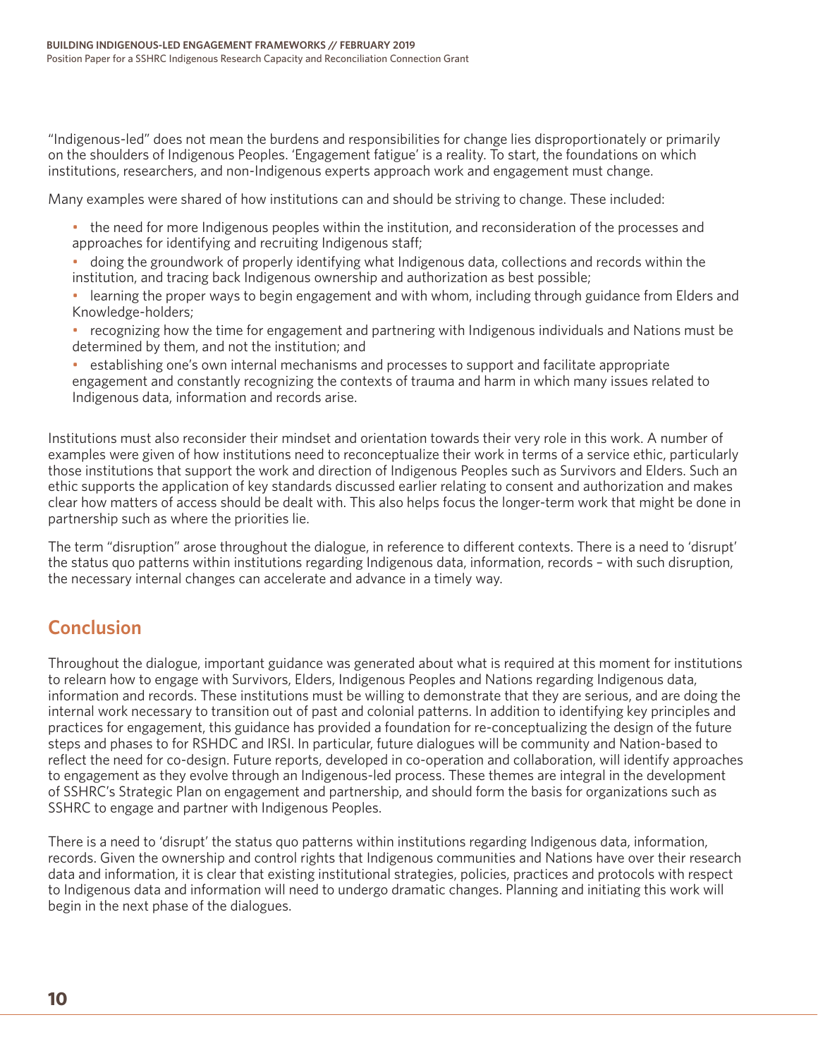"Indigenous-led" does not mean the burdens and responsibilities for change lies disproportionately or primarily on the shoulders of Indigenous Peoples. 'Engagement fatigue' is a reality. To start, the foundations on which institutions, researchers, and non-Indigenous experts approach work and engagement must change.

Many examples were shared of how institutions can and should be striving to change. These included:

- the need for more Indigenous peoples within the institution, and reconsideration of the processes and approaches for identifying and recruiting Indigenous staff;
- doing the groundwork of properly identifying what Indigenous data, collections and records within the institution, and tracing back Indigenous ownership and authorization as best possible;
- learning the proper ways to begin engagement and with whom, including through guidance from Elders and Knowledge-holders;
- recognizing how the time for engagement and partnering with Indigenous individuals and Nations must be determined by them, and not the institution; and
- establishing one's own internal mechanisms and processes to support and facilitate appropriate engagement and constantly recognizing the contexts of trauma and harm in which many issues related to Indigenous data, information and records arise.

Institutions must also reconsider their mindset and orientation towards their very role in this work. A number of examples were given of how institutions need to reconceptualize their work in terms of a service ethic, particularly those institutions that support the work and direction of Indigenous Peoples such as Survivors and Elders. Such an ethic supports the application of key standards discussed earlier relating to consent and authorization and makes clear how matters of access should be dealt with. This also helps focus the longer-term work that might be done in partnership such as where the priorities lie.

The term "disruption" arose throughout the dialogue, in reference to different contexts. There is a need to 'disrupt' the status quo patterns within institutions regarding Indigenous data, information, records – with such disruption, the necessary internal changes can accelerate and advance in a timely way.

## Conclusion

Throughout the dialogue, important guidance was generated about what is required at this moment for institutions to relearn how to engage with Survivors, Elders, Indigenous Peoples and Nations regarding Indigenous data, information and records. These institutions must be willing to demonstrate that they are serious, and are doing the internal work necessary to transition out of past and colonial patterns. In addition to identifying key principles and practices for engagement, this guidance has provided a foundation for re-conceptualizing the design of the future steps and phases to for RSHDC and IRSI. In particular, future dialogues will be community and Nation-based to reflect the need for co-design. Future reports, developed in co-operation and collaboration, will identify approaches to engagement as they evolve through an Indigenous-led process. These themes are integral in the development of SSHRC's Strategic Plan on engagement and partnership, and should form the basis for organizations such as SSHRC to engage and partner with Indigenous Peoples.

There is a need to 'disrupt' the status quo patterns within institutions regarding Indigenous data, information, records. Given the ownership and control rights that Indigenous communities and Nations have over their research data and information, it is clear that existing institutional strategies, policies, practices and protocols with respect to Indigenous data and information will need to undergo dramatic changes. Planning and initiating this work will begin in the next phase of the dialogues.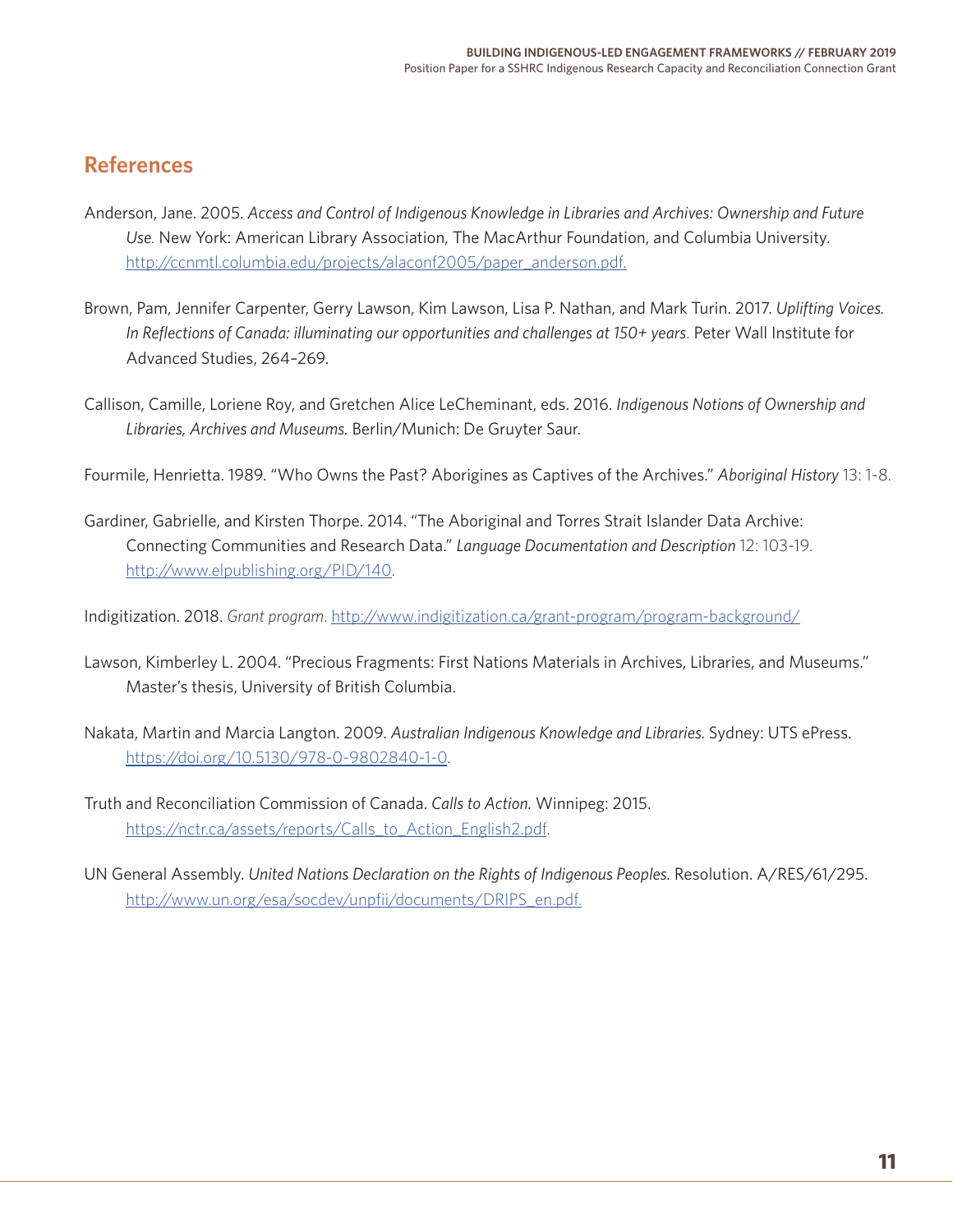## References

Anderson, Jane. 2005. *Access and Control of Indigenous Knowledge in Libraries and Archives: Ownership and Future Use.* New York: American Library Association, The MacArthur Foundation, and Columbia University. http://ccnmtl.columbia.edu/projects/alaconf2005/paper_anderson.pdf.

Brown, Pam, Jennifer Carpenter, Gerry Lawson, Kim Lawson, Lisa P. Nathan, and Mark Turin. 2017. *Uplifting Voices. In Reflections of Canada: illuminating our opportunities and challenges at 150+ years.* Peter Wall Institute for Advanced Studies, 264–269.

Callison, Camille, Loriene Roy, and Gretchen Alice LeCheminant, eds. 2016. *Indigenous Notions of Ownership and Libraries, Archives and Museums.* Berlin/Munich: De Gruyter Saur.

Fourmile, Henrietta. 1989. "Who Owns the Past? Aborigines as Captives of the Archives." *Aboriginal History* 13: 1-8.

Gardiner, Gabrielle, and Kirsten Thorpe. 2014. "The Aboriginal and Torres Strait Islander Data Archive: Connecting Communities and Research Data." *Language Documentation and Description* 12: 103-19. http://www.elpublishing.org/PID/140.

Indigitization. 2018. *Grant program*. http://www.indigitization.ca/grant-program/program-background/

Lawson, Kimberley L. 2004. "Precious Fragments: First Nations Materials in Archives, Libraries, and Museums." Master's thesis, University of British Columbia.

Nakata, Martin and Marcia Langton. 2009. *Australian Indigenous Knowledge and Libraries.* Sydney: UTS ePress. https://doi.org/10.5130/978-0-9802840-1-0.

Truth and Reconciliation Commission of Canada. *Calls to Action.* Winnipeg: 2015. https://nctr.ca/assets/reports/Calls_to_Action_English2.pdf.

UN General Assembly. *United Nations Declaration on the Rights of Indigenous Peoples.* Resolution. A/RES/61/295. http://www.un.org/esa/socdev/unpfii/documents/DRIPS_en.pdf.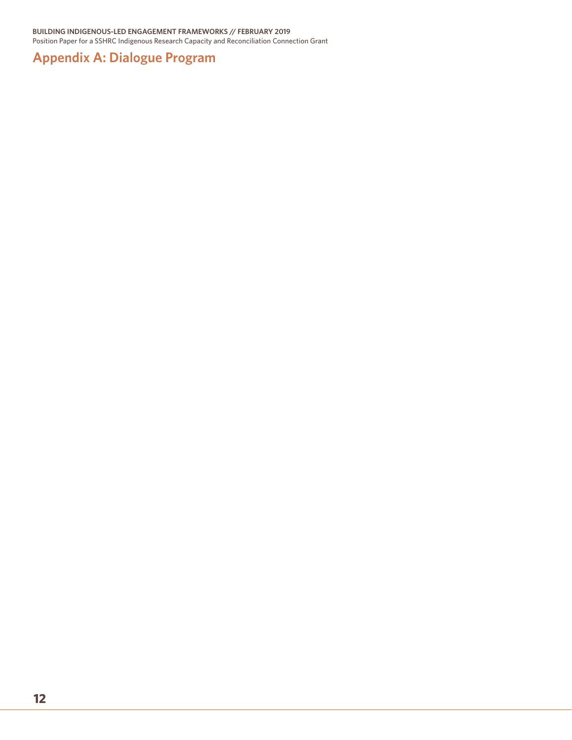## Appendix A: Dialogue Program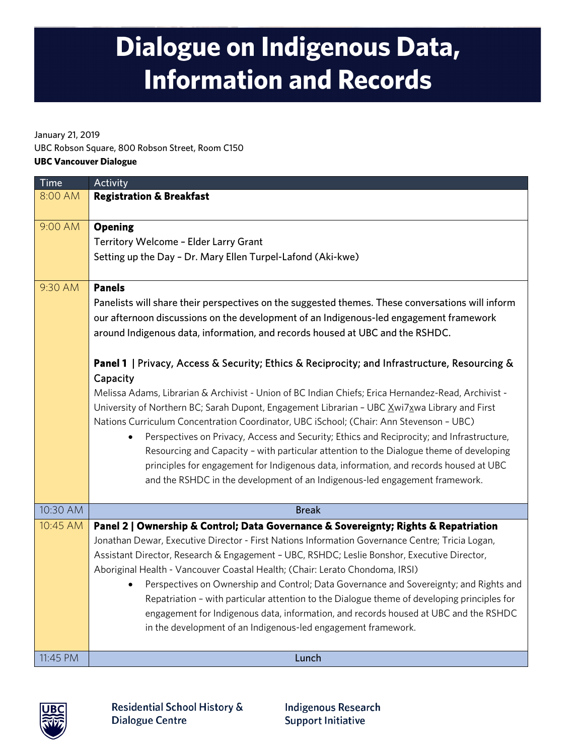# Dialogue on Indigenous Data, Information and Records

January 21, 2019
UBC Robson Square, 800 Robson Street, Room C150
**UBC Vancouver Dialogue**

| Time | Activity |
| --- | --- |
| 8:00 AM | **Registration & Breakfast** |
| 9:00 AM | **Opening**<br>Territory Welcome – Elder Larry Grant<br>Setting up the Day – Dr. Mary Ellen Turpel-Lafond (Aki-kwe) |
| 9:30 AM | **Panels**<br>Panelists will share their perspectives on the suggested themes. These conversations will inform our afternoon discussions on the development of an Indigenous-led engagement framework around Indigenous data, information, and records housed at UBC and the RSHDC.<br><br>**Panel 1** \| Privacy, Access & Security; Ethics & Reciprocity; and Infrastructure, Resourcing & Capacity<br>Melissa Adams, Librarian & Archivist - Union of BC Indian Chiefs; Erica Hernandez-Read, Archivist - University of Northern BC; Sarah Dupont, Engagement Librarian – UBC X̱wi7x̱wa Library and First Nations Curriculum Concentration Coordinator, UBC iSchool; (Chair: Ann Stevenson – UBC)<br>• Perspectives on Privacy, Access and Security; Ethics and Reciprocity; and Infrastructure, Resourcing and Capacity – with particular attention to the Dialogue theme of developing principles for engagement for Indigenous data, information, and records housed at UBC and the RSHDC in the development of an Indigenous-led engagement framework. |
| 10:30 AM | Break |
| 10:45 AM | **Panel 2 \| Ownership & Control; Data Governance & Sovereignty; Rights & Repatriation**<br>Jonathan Dewar, Executive Director - First Nations Information Governance Centre; Tricia Logan, Assistant Director, Research & Engagement – UBC, RSHDC; Leslie Bonshor, Executive Director, Aboriginal Health - Vancouver Coastal Health; (Chair: Lerato Chondoma, IRSI)<br>• Perspectives on Ownership and Control; Data Governance and Sovereignty; and Rights and Repatriation – with particular attention to the Dialogue theme of developing principles for engagement for Indigenous data, information, and records housed at UBC and the RSHDC in the development of an Indigenous-led engagement framework. |
| 11:45 PM | Lunch |

UBC | Residential School History & Dialogue Centre | Indigenous Research Support Initiative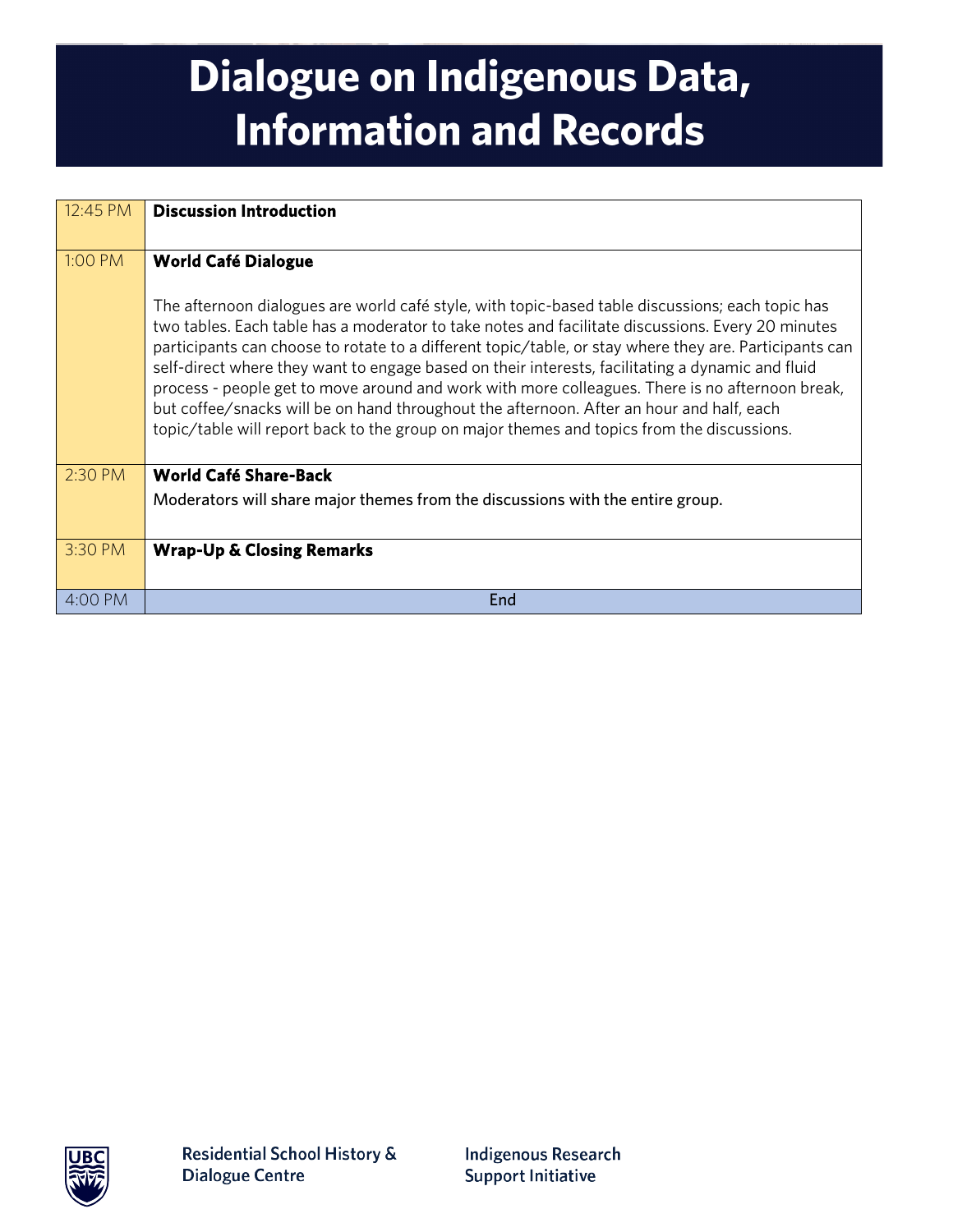# Dialogue on Indigenous Data, Information and Records

| | |
|---|---|
| 12:45 PM | **Discussion Introduction** |
| 1:00 PM | **World Café Dialogue**<br><br>The afternoon dialogues are world café style, with topic-based table discussions; each topic has two tables. Each table has a moderator to take notes and facilitate discussions. Every 20 minutes participants can choose to rotate to a different topic/table, or stay where they are. Participants can self-direct where they want to engage based on their interests, facilitating a dynamic and fluid process - people get to move around and work with more colleagues. There is no afternoon break, but coffee/snacks will be on hand throughout the afternoon. After an hour and half, each topic/table will report back to the group on major themes and topics from the discussions. |
| 2:30 PM | **World Café Share-Back**<br>Moderators will share major themes from the discussions with the entire group. |
| 3:30 PM | **Wrap-Up & Closing Remarks** |
| 4:00 PM | End |

UBC Residential School History & Dialogue Centre

Indigenous Research Support Initiative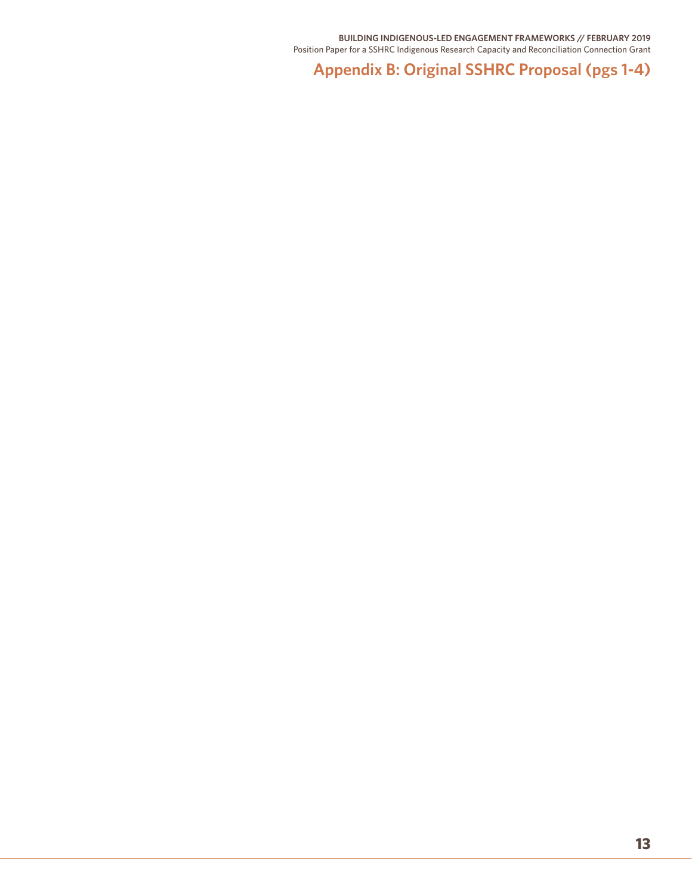## Appendix B: Original SSHRC Proposal (pgs 1-4)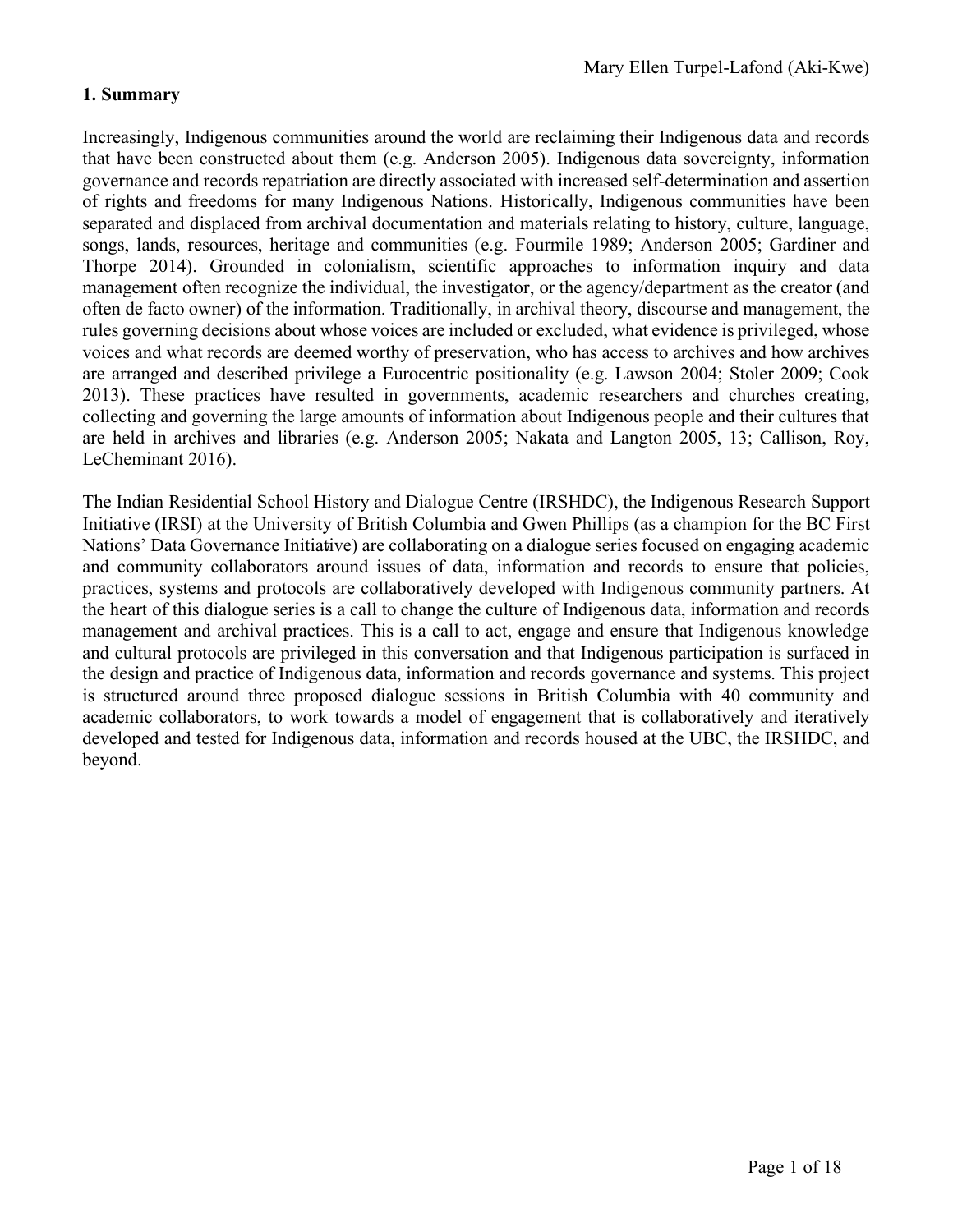## 1. Summary

Increasingly, Indigenous communities around the world are reclaiming their Indigenous data and records that have been constructed about them (e.g. Anderson 2005). Indigenous data sovereignty, information governance and records repatriation are directly associated with increased self-determination and assertion of rights and freedoms for many Indigenous Nations. Historically, Indigenous communities have been separated and displaced from archival documentation and materials relating to history, culture, language, songs, lands, resources, heritage and communities (e.g. Fourmile 1989; Anderson 2005; Gardiner and Thorpe 2014). Grounded in colonialism, scientific approaches to information inquiry and data management often recognize the individual, the investigator, or the agency/department as the creator (and often de facto owner) of the information. Traditionally, in archival theory, discourse and management, the rules governing decisions about whose voices are included or excluded, what evidence is privileged, whose voices and what records are deemed worthy of preservation, who has access to archives and how archives are arranged and described privilege a Eurocentric positionality (e.g. Lawson 2004; Stoler 2009; Cook 2013). These practices have resulted in governments, academic researchers and churches creating, collecting and governing the large amounts of information about Indigenous people and their cultures that are held in archives and libraries (e.g. Anderson 2005; Nakata and Langton 2005, 13; Callison, Roy, LeCheminant 2016).

The Indian Residential School History and Dialogue Centre (IRSHDC), the Indigenous Research Support Initiative (IRSI) at the University of British Columbia and Gwen Phillips (as a champion for the BC First Nations' Data Governance Initiative) are collaborating on a dialogue series focused on engaging academic and community collaborators around issues of data, information and records to ensure that policies, practices, systems and protocols are collaboratively developed with Indigenous community partners. At the heart of this dialogue series is a call to change the culture of Indigenous data, information and records management and archival practices. This is a call to act, engage and ensure that Indigenous knowledge and cultural protocols are privileged in this conversation and that Indigenous participation is surfaced in the design and practice of Indigenous data, information and records governance and systems. This project is structured around three proposed dialogue sessions in British Columbia with 40 community and academic collaborators, to work towards a model of engagement that is collaboratively and iteratively developed and tested for Indigenous data, information and records housed at the UBC, the IRSHDC, and beyond.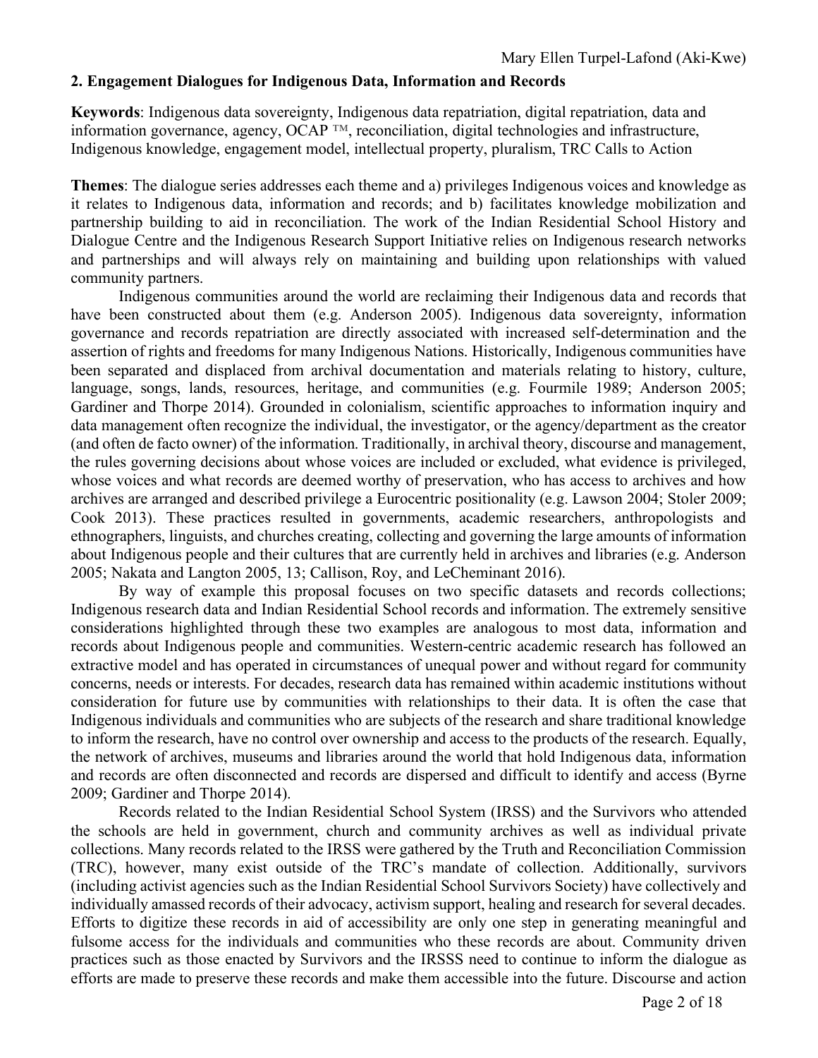## 2. Engagement Dialogues for Indigenous Data, Information and Records

**Keywords**: Indigenous data sovereignty, Indigenous data repatriation, digital repatriation, data and information governance, agency, OCAP ™, reconciliation, digital technologies and infrastructure, Indigenous knowledge, engagement model, intellectual property, pluralism, TRC Calls to Action

**Themes**: The dialogue series addresses each theme and a) privileges Indigenous voices and knowledge as it relates to Indigenous data, information and records; and b) facilitates knowledge mobilization and partnership building to aid in reconciliation. The work of the Indian Residential School History and Dialogue Centre and the Indigenous Research Support Initiative relies on Indigenous research networks and partnerships and will always rely on maintaining and building upon relationships with valued community partners.

Indigenous communities around the world are reclaiming their Indigenous data and records that have been constructed about them (e.g. Anderson 2005). Indigenous data sovereignty, information governance and records repatriation are directly associated with increased self-determination and the assertion of rights and freedoms for many Indigenous Nations. Historically, Indigenous communities have been separated and displaced from archival documentation and materials relating to history, culture, language, songs, lands, resources, heritage, and communities (e.g. Fourmile 1989; Anderson 2005; Gardiner and Thorpe 2014). Grounded in colonialism, scientific approaches to information inquiry and data management often recognize the individual, the investigator, or the agency/department as the creator (and often de facto owner) of the information. Traditionally, in archival theory, discourse and management, the rules governing decisions about whose voices are included or excluded, what evidence is privileged, whose voices and what records are deemed worthy of preservation, who has access to archives and how archives are arranged and described privilege a Eurocentric positionality (e.g. Lawson 2004; Stoler 2009; Cook 2013). These practices resulted in governments, academic researchers, anthropologists and ethnographers, linguists, and churches creating, collecting and governing the large amounts of information about Indigenous people and their cultures that are currently held in archives and libraries (e.g. Anderson 2005; Nakata and Langton 2005, 13; Callison, Roy, and LeCheminant 2016).

By way of example this proposal focuses on two specific datasets and records collections; Indigenous research data and Indian Residential School records and information. The extremely sensitive considerations highlighted through these two examples are analogous to most data, information and records about Indigenous people and communities. Western-centric academic research has followed an extractive model and has operated in circumstances of unequal power and without regard for community concerns, needs or interests. For decades, research data has remained within academic institutions without consideration for future use by communities with relationships to their data. It is often the case that Indigenous individuals and communities who are subjects of the research and share traditional knowledge to inform the research, have no control over ownership and access to the products of the research. Equally, the network of archives, museums and libraries around the world that hold Indigenous data, information and records are often disconnected and records are dispersed and difficult to identify and access (Byrne 2009; Gardiner and Thorpe 2014).

Records related to the Indian Residential School System (IRSS) and the Survivors who attended the schools are held in government, church and community archives as well as individual private collections. Many records related to the IRSS were gathered by the Truth and Reconciliation Commission (TRC), however, many exist outside of the TRC's mandate of collection. Additionally, survivors (including activist agencies such as the Indian Residential School Survivors Society) have collectively and individually amassed records of their advocacy, activism support, healing and research for several decades. Efforts to digitize these records in aid of accessibility are only one step in generating meaningful and fulsome access for the individuals and communities who these records are about. Community driven practices such as those enacted by Survivors and the IRSSS need to continue to inform the dialogue as efforts are made to preserve these records and make them accessible into the future. Discourse and action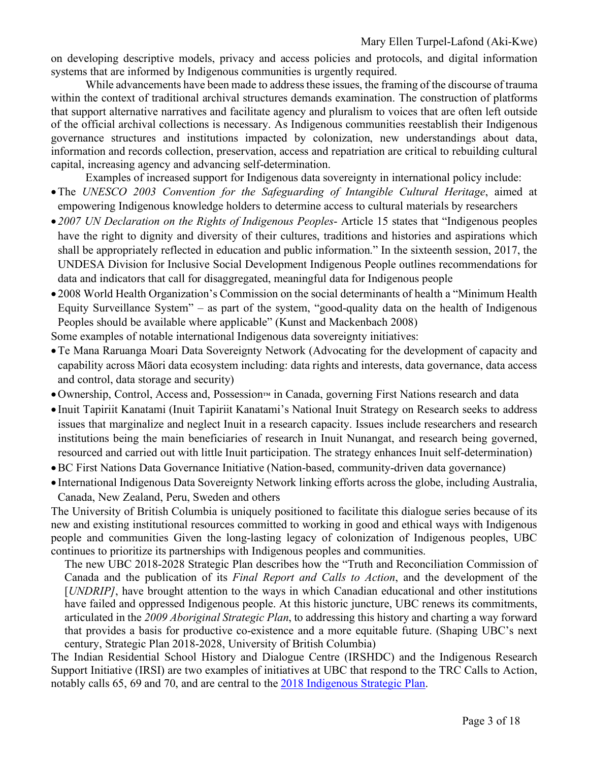on developing descriptive models, privacy and access policies and protocols, and digital information systems that are informed by Indigenous communities is urgently required.

While advancements have been made to address these issues, the framing of the discourse of trauma within the context of traditional archival structures demands examination. The construction of platforms that support alternative narratives and facilitate agency and pluralism to voices that are often left outside of the official archival collections is necessary. As Indigenous communities reestablish their Indigenous governance structures and institutions impacted by colonization, new understandings about data, information and records collection, preservation, access and repatriation are critical to rebuilding cultural capital, increasing agency and advancing self-determination.

Examples of increased support for Indigenous data sovereignty in international policy include:

- The *UNESCO 2003 Convention for the Safeguarding of Intangible Cultural Heritage*, aimed at empowering Indigenous knowledge holders to determine access to cultural materials by researchers
- *2007 UN Declaration on the Rights of Indigenous Peoples*- Article 15 states that "Indigenous peoples have the right to dignity and diversity of their cultures, traditions and histories and aspirations which shall be appropriately reflected in education and public information." In the sixteenth session, 2017, the UNDESA Division for Inclusive Social Development Indigenous People outlines recommendations for data and indicators that call for disaggregated, meaningful data for Indigenous people
- 2008 World Health Organization's Commission on the social determinants of health a "Minimum Health Equity Surveillance System" – as part of the system, "good-quality data on the health of Indigenous Peoples should be available where applicable" (Kunst and Mackenbach 2008)

Some examples of notable international Indigenous data sovereignty initiatives:

- Te Mana Raruanga Moari Data Sovereignty Network (Advocating for the development of capacity and capability across Māori data ecosystem including: data rights and interests, data governance, data access and control, data storage and security)
- Ownership, Control, Access and, Possession™ in Canada, governing First Nations research and data
- Inuit Tapiriit Kanatami (Inuit Tapiriit Kanatami's National Inuit Strategy on Research seeks to address issues that marginalize and neglect Inuit in a research capacity. Issues include researchers and research institutions being the main beneficiaries of research in Inuit Nunangat, and research being governed, resourced and carried out with little Inuit participation. The strategy enhances Inuit self-determination)
- BC First Nations Data Governance Initiative (Nation-based, community-driven data governance)
- International Indigenous Data Sovereignty Network linking efforts across the globe, including Australia, Canada, New Zealand, Peru, Sweden and others

The University of British Columbia is uniquely positioned to facilitate this dialogue series because of its new and existing institutional resources committed to working in good and ethical ways with Indigenous people and communities Given the long-lasting legacy of colonization of Indigenous peoples, UBC continues to prioritize its partnerships with Indigenous peoples and communities.

> The new UBC 2018-2028 Strategic Plan describes how the "Truth and Reconciliation Commission of Canada and the publication of its *Final Report and Calls to Action*, and the development of the [*UNDRIP]*, have brought attention to the ways in which Canadian educational and other institutions have failed and oppressed Indigenous people. At this historic juncture, UBC renews its commitments, articulated in the *2009 Aboriginal Strategic Plan*, to addressing this history and charting a way forward that provides a basis for productive co-existence and a more equitable future. (Shaping UBC's next century, Strategic Plan 2018-2028, University of British Columbia)

The Indian Residential School History and Dialogue Centre (IRSHDC) and the Indigenous Research Support Initiative (IRSI) are two examples of initiatives at UBC that respond to the TRC Calls to Action, notably calls 65, 69 and 70, and are central to the [2018 Indigenous Strategic Plan].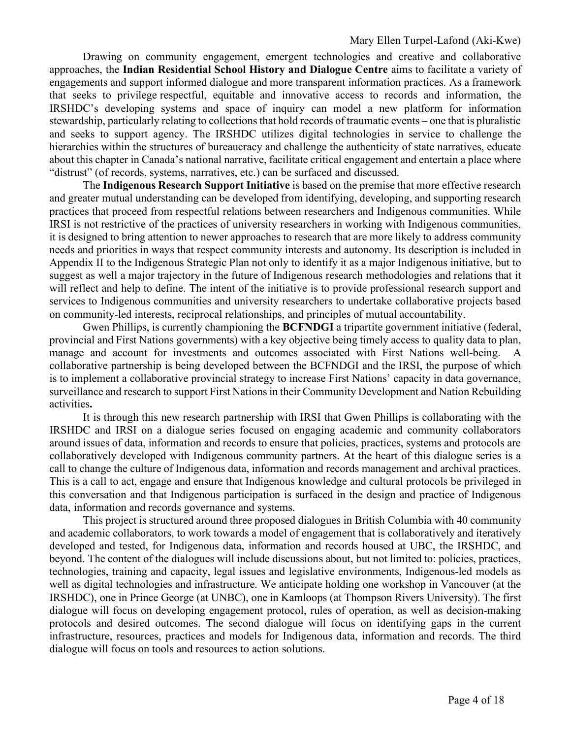Drawing on community engagement, emergent technologies and creative and collaborative approaches, the **Indian Residential School History and Dialogue Centre** aims to facilitate a variety of engagements and support informed dialogue and more transparent information practices. As a framework that seeks to privilege respectful, equitable and innovative access to records and information, the IRSHDC's developing systems and space of inquiry can model a new platform for information stewardship, particularly relating to collections that hold records of traumatic events – one that is pluralistic and seeks to support agency. The IRSHDC utilizes digital technologies in service to challenge the hierarchies within the structures of bureaucracy and challenge the authenticity of state narratives, educate about this chapter in Canada's national narrative, facilitate critical engagement and entertain a place where "distrust" (of records, systems, narratives, etc.) can be surfaced and discussed.

The **Indigenous Research Support Initiative** is based on the premise that more effective research and greater mutual understanding can be developed from identifying, developing, and supporting research practices that proceed from respectful relations between researchers and Indigenous communities. While IRSI is not restrictive of the practices of university researchers in working with Indigenous communities, it is designed to bring attention to newer approaches to research that are more likely to address community needs and priorities in ways that respect community interests and autonomy. Its description is included in Appendix II to the Indigenous Strategic Plan not only to identify it as a major Indigenous initiative, but to suggest as well a major trajectory in the future of Indigenous research methodologies and relations that it will reflect and help to define. The intent of the initiative is to provide professional research support and services to Indigenous communities and university researchers to undertake collaborative projects based on community-led interests, reciprocal relationships, and principles of mutual accountability.

Gwen Phillips, is currently championing the **BCFNDGI** a tripartite government initiative (federal, provincial and First Nations governments) with a key objective being timely access to quality data to plan, manage and account for investments and outcomes associated with First Nations well-being. A collaborative partnership is being developed between the BCFNDGI and the IRSI, the purpose of which is to implement a collaborative provincial strategy to increase First Nations' capacity in data governance, surveillance and research to support First Nations in their Community Development and Nation Rebuilding activities**.**

It is through this new research partnership with IRSI that Gwen Phillips is collaborating with the IRSHDC and IRSI on a dialogue series focused on engaging academic and community collaborators around issues of data, information and records to ensure that policies, practices, systems and protocols are collaboratively developed with Indigenous community partners. At the heart of this dialogue series is a call to change the culture of Indigenous data, information and records management and archival practices. This is a call to act, engage and ensure that Indigenous knowledge and cultural protocols be privileged in this conversation and that Indigenous participation is surfaced in the design and practice of Indigenous data, information and records governance and systems.

This project is structured around three proposed dialogues in British Columbia with 40 community and academic collaborators, to work towards a model of engagement that is collaboratively and iteratively developed and tested, for Indigenous data, information and records housed at UBC, the IRSHDC, and beyond. The content of the dialogues will include discussions about, but not limited to: policies, practices, technologies, training and capacity, legal issues and legislative environments, Indigenous-led models as well as digital technologies and infrastructure. We anticipate holding one workshop in Vancouver (at the IRSHDC), one in Prince George (at UNBC), one in Kamloops (at Thompson Rivers University). The first dialogue will focus on developing engagement protocol, rules of operation, as well as decision-making protocols and desired outcomes. The second dialogue will focus on identifying gaps in the current infrastructure, resources, practices and models for Indigenous data, information and records. The third dialogue will focus on tools and resources to action solutions.